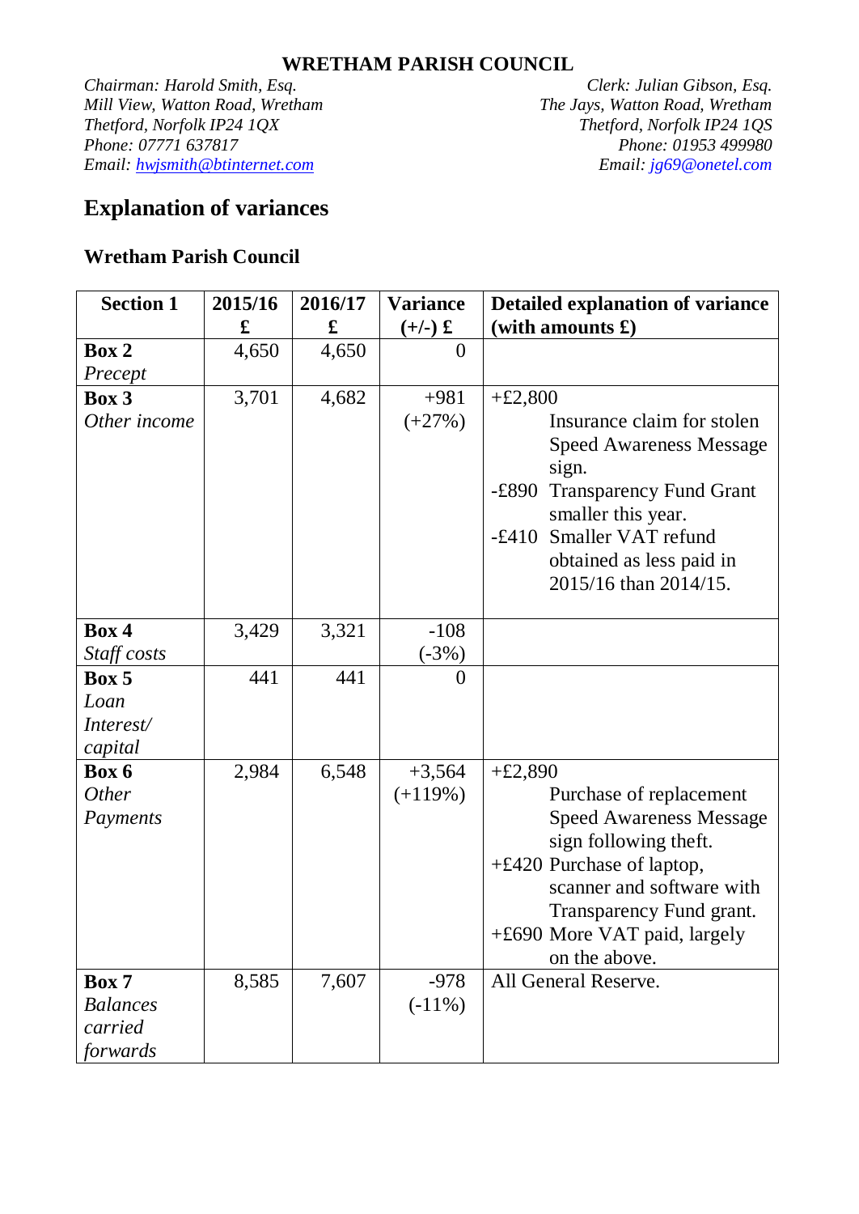**WRETHAM PARISH COUNCIL**

*Chairman: Harold Smith, Esq.*
*Mill View, Watton Road, Wretham*
*Thetford, Norfolk IP24 1QX*
*Phone: 07771 637817*
*Email: hwjsmith@btinternet.com*

*Clerk: Julian Gibson, Esq.*
*The Jays, Watton Road, Wretham*
*Thetford, Norfolk IP24 1QS*
*Phone: 01953 499980*
*Email: jg69@onetel.com*

## Explanation of variances

### Wretham Parish Council

| Section 1 | 2015/16 £ | 2016/17 £ | Variance (+/-) £ | Detailed explanation of variance (with amounts £) |
|---|---|---|---|---|
| **Box 2** *Precept* | 4,650 | 4,650 | 0 | |
| **Box 3** *Other income* | 3,701 | 4,682 | +981 (+27%) | +£2,800 Insurance claim for stolen Speed Awareness Message sign.<br>-£890 Transparency Fund Grant smaller this year.<br>-£410 Smaller VAT refund obtained as less paid in 2015/16 than 2014/15. |
| **Box 4** *Staff costs* | 3,429 | 3,321 | -108 (-3%) | |
| **Box 5** *Loan Interest/ capital* | 441 | 441 | 0 | |
| **Box 6** *Other Payments* | 2,984 | 6,548 | +3,564 (+119%) | +£2,890 Purchase of replacement Speed Awareness Message sign following theft.<br>+£420 Purchase of laptop, scanner and software with Transparency Fund grant.<br>+£690 More VAT paid, largely on the above. |
| **Box 7** *Balances carried forwards* | 8,585 | 7,607 | -978 (-11%) | All General Reserve. |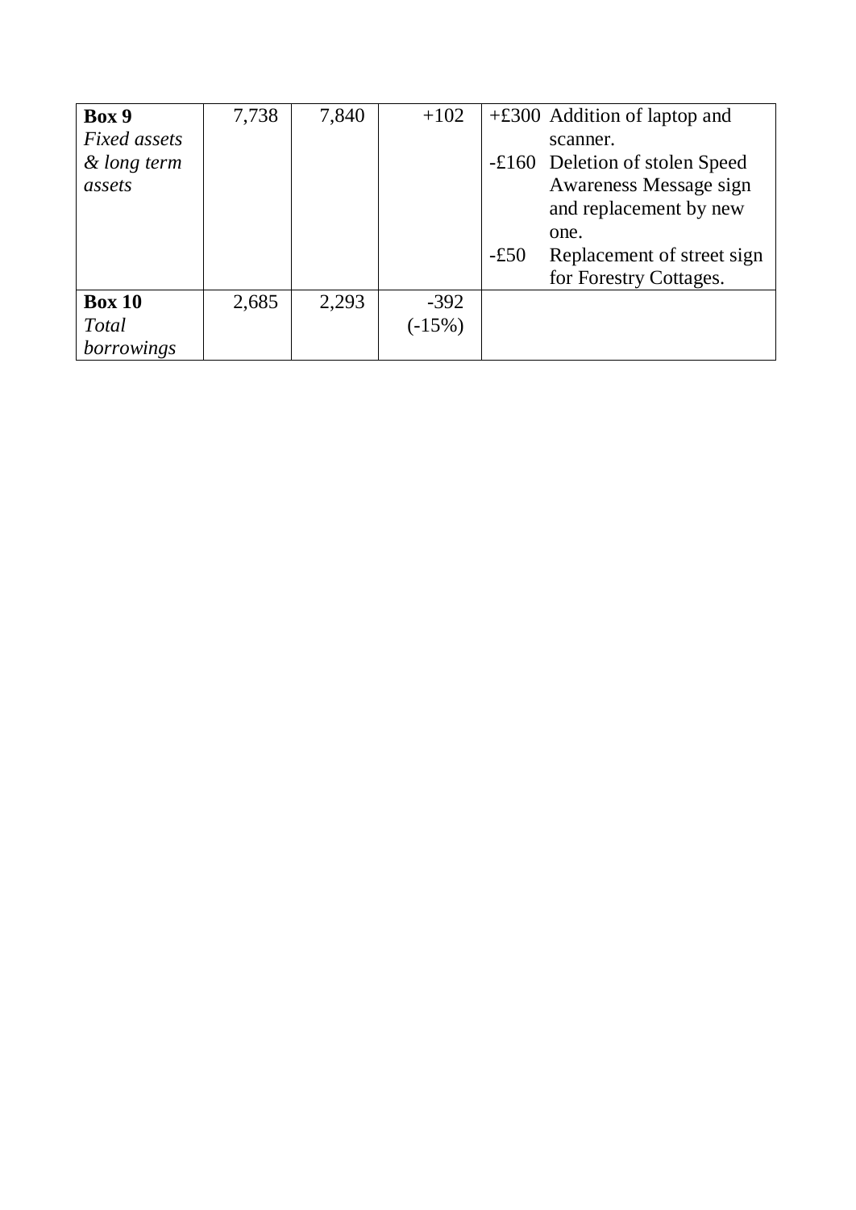| | | | | |
|---|---|---|---|---|
| **Box 9** *Fixed assets & long term assets* | 7,738 | 7,840 | +102 | +£300 Addition of laptop and scanner.<br>-£160 Deletion of stolen Speed Awareness Message sign and replacement by new one.<br>-£50 Replacement of street sign for Forestry Cottages. |
| **Box 10** *Total borrowings* | 2,685 | 2,293 | -392 (-15%) | |